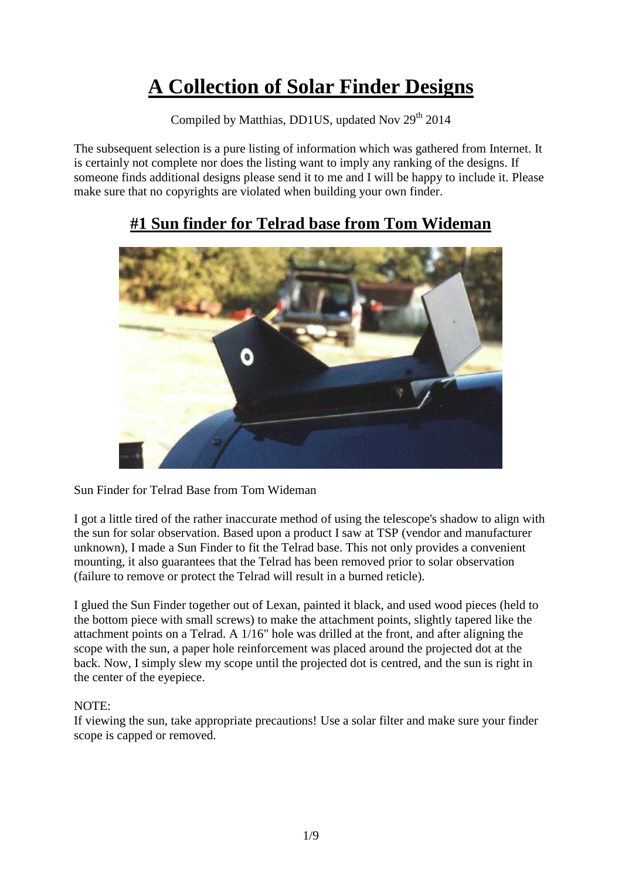# A Collection of Solar Finder Designs

Compiled by Matthias, DD1US, updated Nov 29th 2014

The subsequent selection is a pure listing of information which was gathered from Internet. It is certainly not complete nor does the listing want to imply any ranking of the designs. If someone finds additional designs please send it to me and I will be happy to include it. Please make sure that no copyrights are violated when building your own finder.

## #1 Sun finder for Telrad base from Tom Wideman

Sun Finder for Telrad Base from Tom Wideman

I got a little tired of the rather inaccurate method of using the telescope's shadow to align with the sun for solar observation. Based upon a product I saw at TSP (vendor and manufacturer unknown), I made a Sun Finder to fit the Telrad base. This not only provides a convenient mounting, it also guarantees that the Telrad has been removed prior to solar observation (failure to remove or protect the Telrad will result in a burned reticle).

I glued the Sun Finder together out of Lexan, painted it black, and used wood pieces (held to the bottom piece with small screws) to make the attachment points, slightly tapered like the attachment points on a Telrad. A 1/16" hole was drilled at the front, and after aligning the scope with the sun, a paper hole reinforcement was placed around the projected dot at the back. Now, I simply slew my scope until the projected dot is centred, and the sun is right in the center of the eyepiece.

NOTE:
If viewing the sun, take appropriate precautions! Use a solar filter and make sure your finder scope is capped or removed.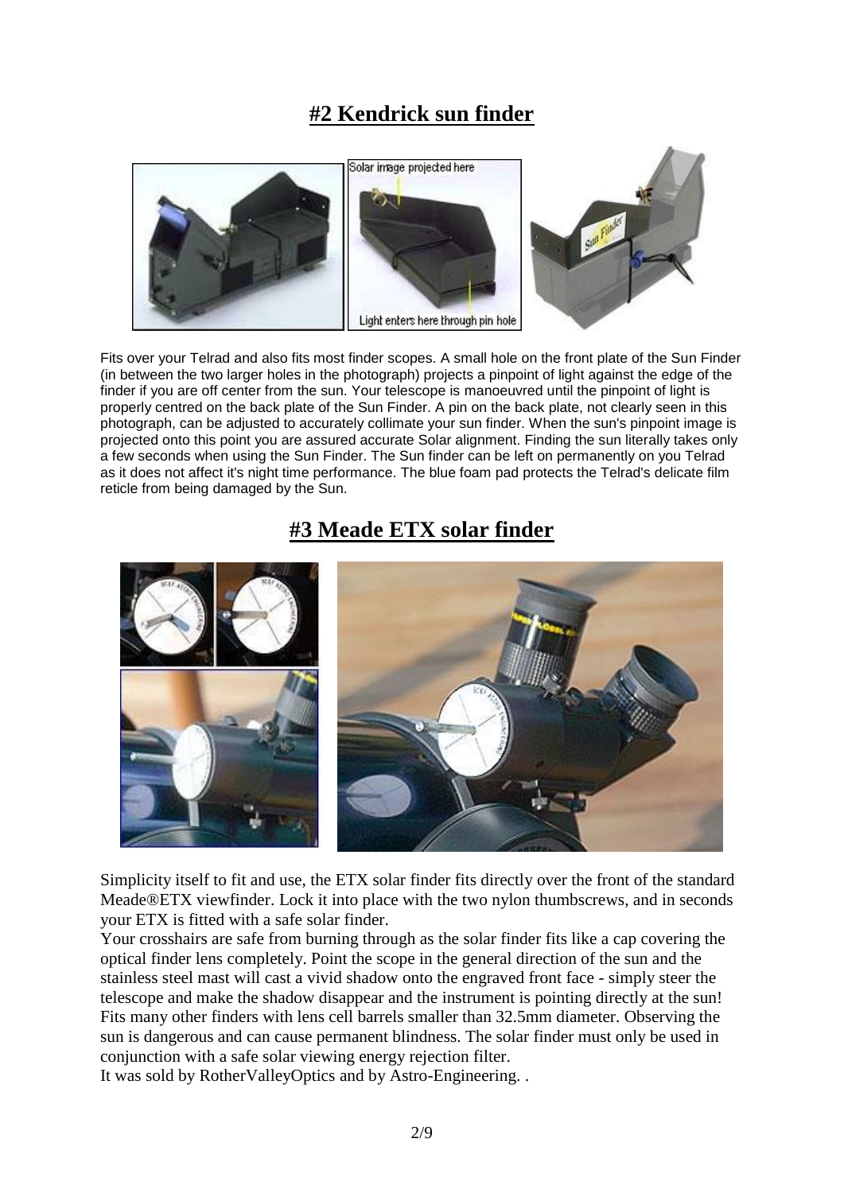## #2 Kendrick sun finder

Fits over your Telrad and also fits most finder scopes. A small hole on the front plate of the Sun Finder (in between the two larger holes in the photograph) projects a pinpoint of light against the edge of the finder if you are off center from the sun. Your telescope is manoeuvred until the pinpoint of light is properly centred on the back plate of the Sun Finder. A pin on the back plate, not clearly seen in this photograph, can be adjusted to accurately collimate your sun finder. When the sun's pinpoint image is projected onto this point you are assured accurate Solar alignment. Finding the sun literally takes only a few seconds when using the Sun Finder. The Sun finder can be left on permanently on you Telrad as it does not affect it's night time performance. The blue foam pad protects the Telrad's delicate film reticle from being damaged by the Sun.

## #3 Meade ETX solar finder

Simplicity itself to fit and use, the ETX solar finder fits directly over the front of the standard Meade®ETX viewfinder. Lock it into place with the two nylon thumbscrews, and in seconds your ETX is fitted with a safe solar finder.

Your crosshairs are safe from burning through as the solar finder fits like a cap covering the optical finder lens completely. Point the scope in the general direction of the sun and the stainless steel mast will cast a vivid shadow onto the engraved front face - simply steer the telescope and make the shadow disappear and the instrument is pointing directly at the sun! Fits many other finders with lens cell barrels smaller than 32.5mm diameter. Observing the sun is dangerous and can cause permanent blindness. The solar finder must only be used in conjunction with a safe solar viewing energy rejection filter.

It was sold by RotherValleyOptics and by Astro-Engineering. .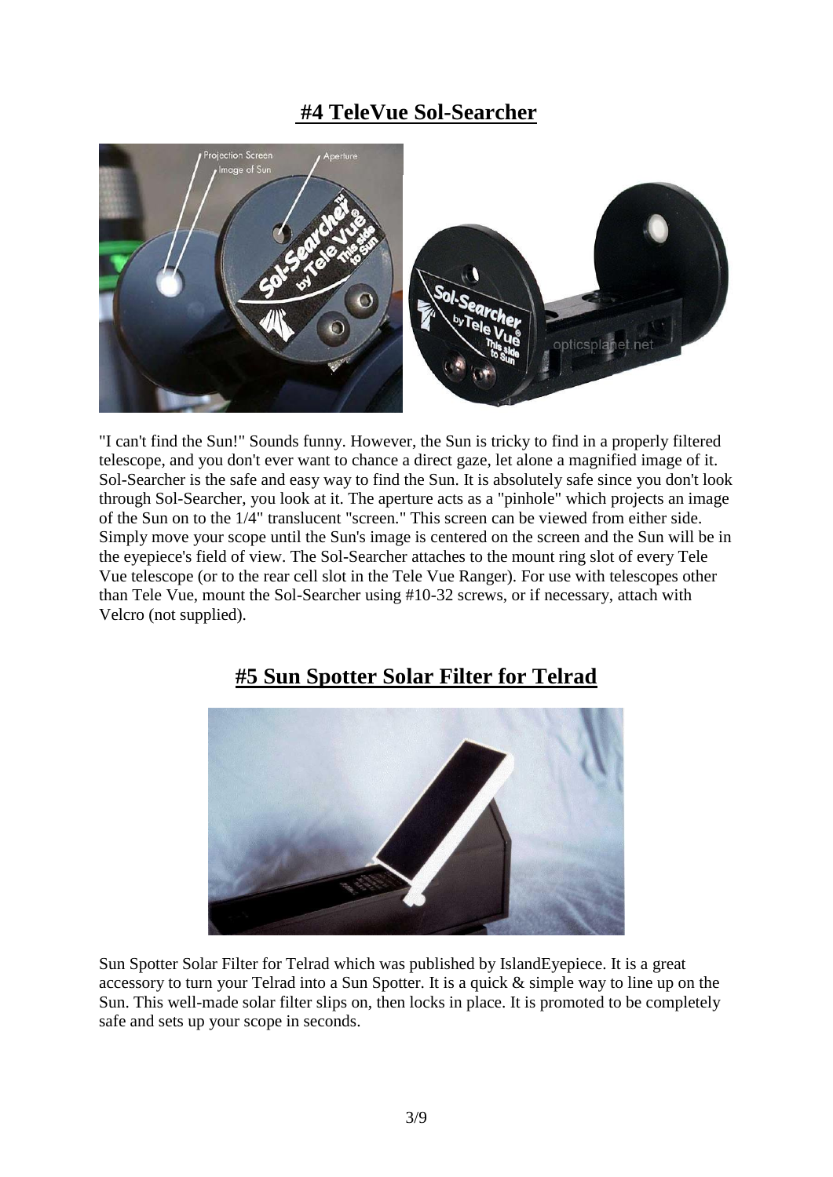## #4 TeleVue Sol-Searcher

"I can't find the Sun!" Sounds funny. However, the Sun is tricky to find in a properly filtered telescope, and you don't ever want to chance a direct gaze, let alone a magnified image of it. Sol-Searcher is the safe and easy way to find the Sun. It is absolutely safe since you don't look through Sol-Searcher, you look at it. The aperture acts as a "pinhole" which projects an image of the Sun on to the 1/4" translucent "screen." This screen can be viewed from either side. Simply move your scope until the Sun's image is centered on the screen and the Sun will be in the eyepiece's field of view. The Sol-Searcher attaches to the mount ring slot of every Tele Vue telescope (or to the rear cell slot in the Tele Vue Ranger). For use with telescopes other than Tele Vue, mount the Sol-Searcher using #10-32 screws, or if necessary, attach with Velcro (not supplied).

## #5 Sun Spotter Solar Filter for Telrad

Sun Spotter Solar Filter for Telrad which was published by IslandEyepiece. It is a great accessory to turn your Telrad into a Sun Spotter. It is a quick & simple way to line up on the Sun. This well-made solar filter slips on, then locks in place. It is promoted to be completely safe and sets up your scope in seconds.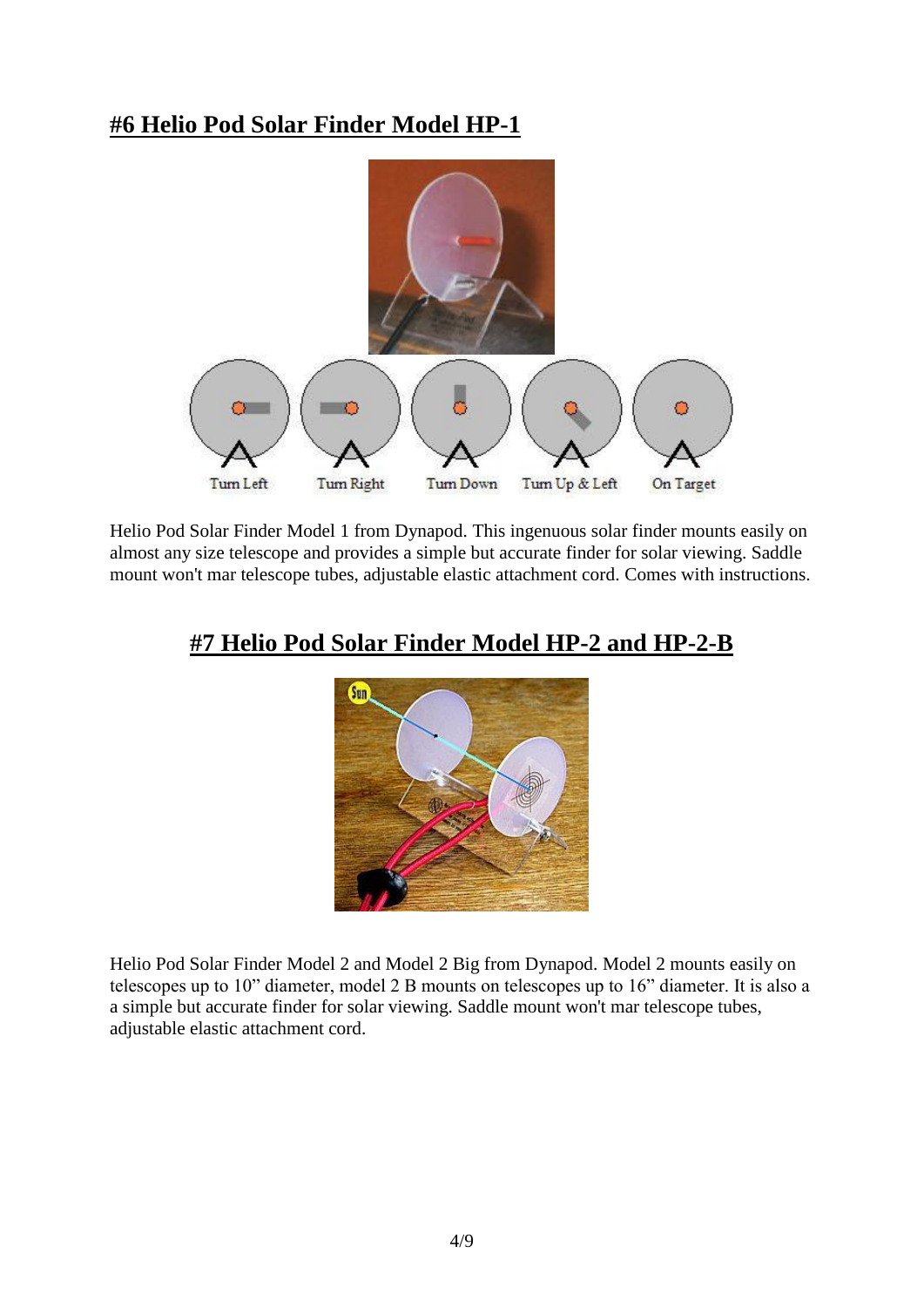## #6 Helio Pod Solar Finder Model HP-1

Helio Pod Solar Finder Model 1 from Dynapod. This ingenuous solar finder mounts easily on almost any size telescope and provides a simple but accurate finder for solar viewing. Saddle mount won't mar telescope tubes, adjustable elastic attachment cord. Comes with instructions.

## #7 Helio Pod Solar Finder Model HP-2 and HP-2-B

Helio Pod Solar Finder Model 2 and Model 2 Big from Dynapod. Model 2 mounts easily on telescopes up to 10" diameter, model 2 B mounts on telescopes up to 16" diameter. It is also a a simple but accurate finder for solar viewing. Saddle mount won't mar telescope tubes, adjustable elastic attachment cord.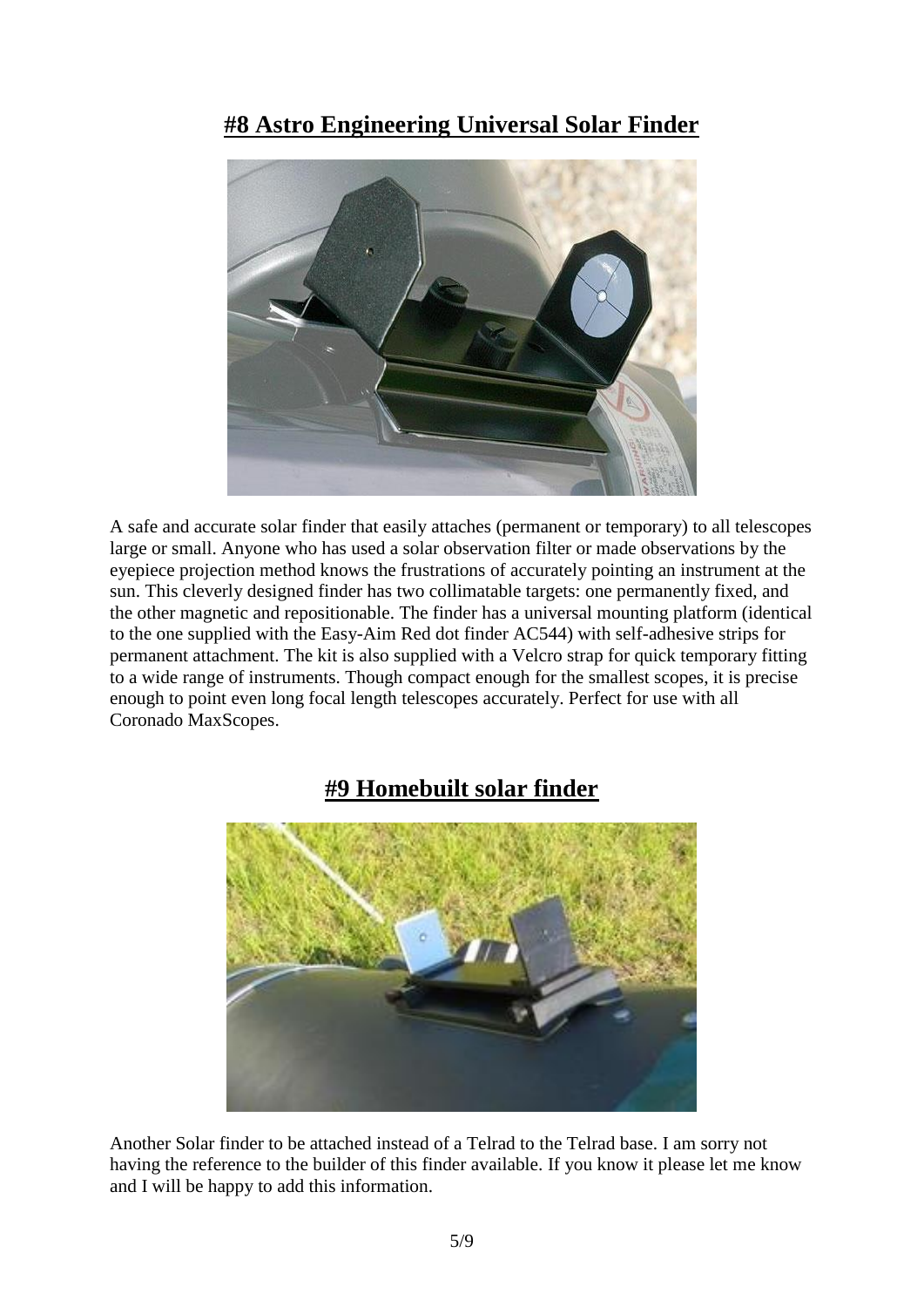## #8 Astro Engineering Universal Solar Finder

A safe and accurate solar finder that easily attaches (permanent or temporary) to all telescopes large or small. Anyone who has used a solar observation filter or made observations by the eyepiece projection method knows the frustrations of accurately pointing an instrument at the sun. This cleverly designed finder has two collimatable targets: one permanently fixed, and the other magnetic and repositionable. The finder has a universal mounting platform (identical to the one supplied with the Easy-Aim Red dot finder AC544) with self-adhesive strips for permanent attachment. The kit is also supplied with a Velcro strap for quick temporary fitting to a wide range of instruments. Though compact enough for the smallest scopes, it is precise enough to point even long focal length telescopes accurately. Perfect for use with all Coronado MaxScopes.

## #9 Homebuilt solar finder

Another Solar finder to be attached instead of a Telrad to the Telrad base. I am sorry not having the reference to the builder of this finder available. If you know it please let me know and I will be happy to add this information.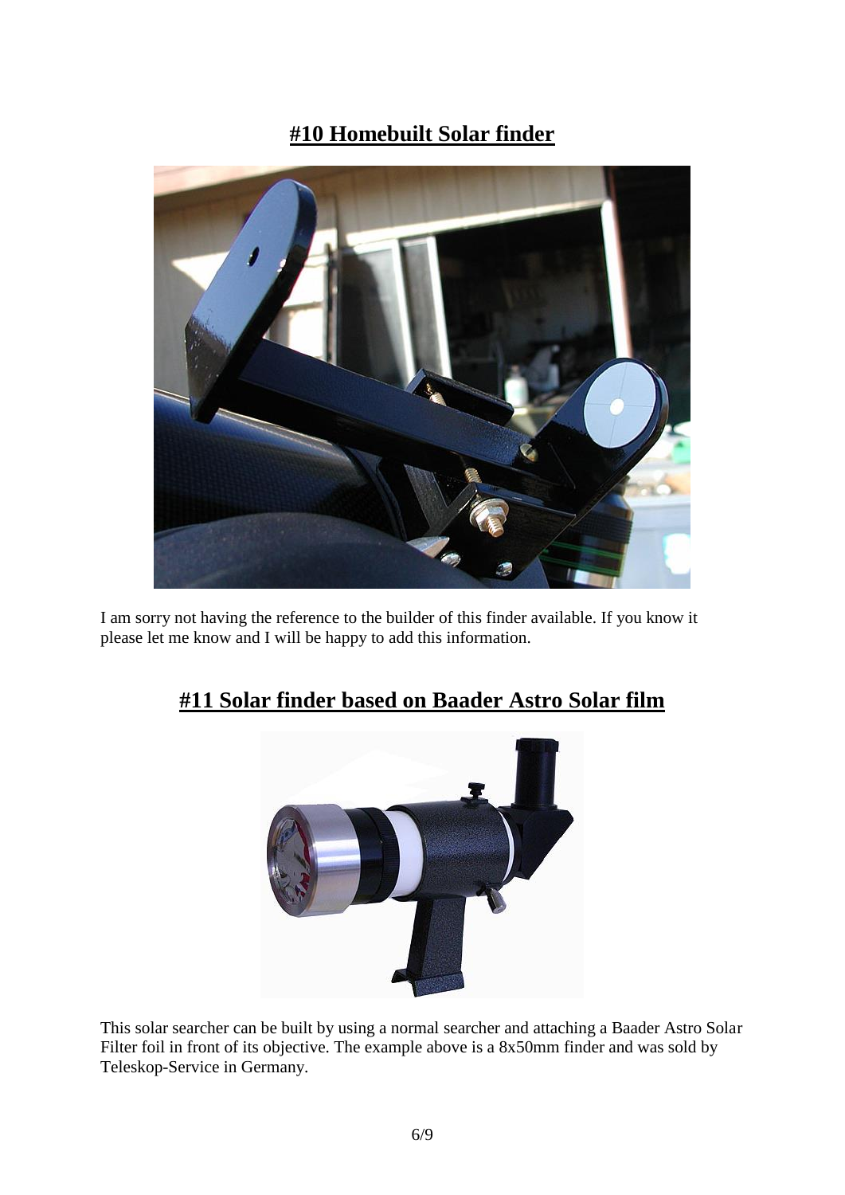## #10 Homebuilt Solar finder

I am sorry not having the reference to the builder of this finder available. If you know it please let me know and I will be happy to add this information.

## #11 Solar finder based on Baader Astro Solar film

This solar searcher can be built by using a normal searcher and attaching a Baader Astro Solar Filter foil in front of its objective. The example above is a 8x50mm finder and was sold by Teleskop-Service in Germany.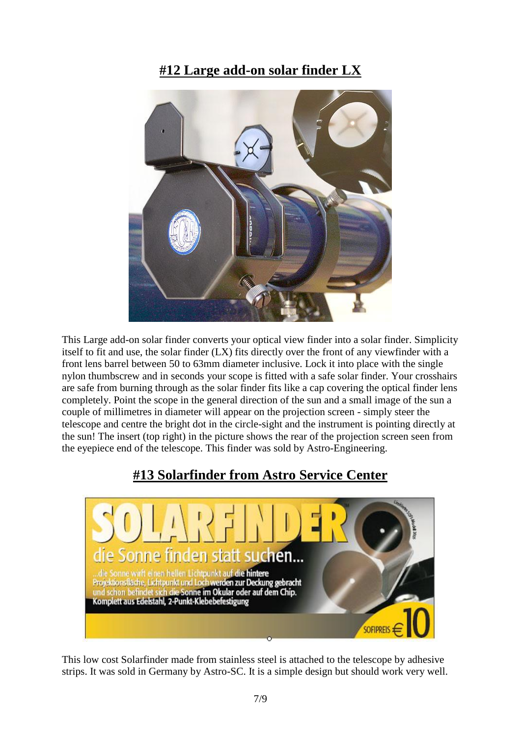## #12 Large add-on solar finder LX

This Large add-on solar finder converts your optical view finder into a solar finder. Simplicity itself to fit and use, the solar finder (LX) fits directly over the front of any viewfinder with a front lens barrel between 50 to 63mm diameter inclusive. Lock it into place with the single nylon thumbscrew and in seconds your scope is fitted with a safe solar finder. Your crosshairs are safe from burning through as the solar finder fits like a cap covering the optical finder lens completely. Point the scope in the general direction of the sun and a small image of the sun a couple of millimetres in diameter will appear on the projection screen - simply steer the telescope and centre the bright dot in the circle-sight and the instrument is pointing directly at the sun! The insert (top right) in the picture shows the rear of the projection screen seen from the eyepiece end of the telescope. This finder was sold by Astro-Engineering.

## #13 Solarfinder from Astro Service Center

This low cost Solarfinder made from stainless steel is attached to the telescope by adhesive strips. It was sold in Germany by Astro-SC. It is a simple design but should work very well.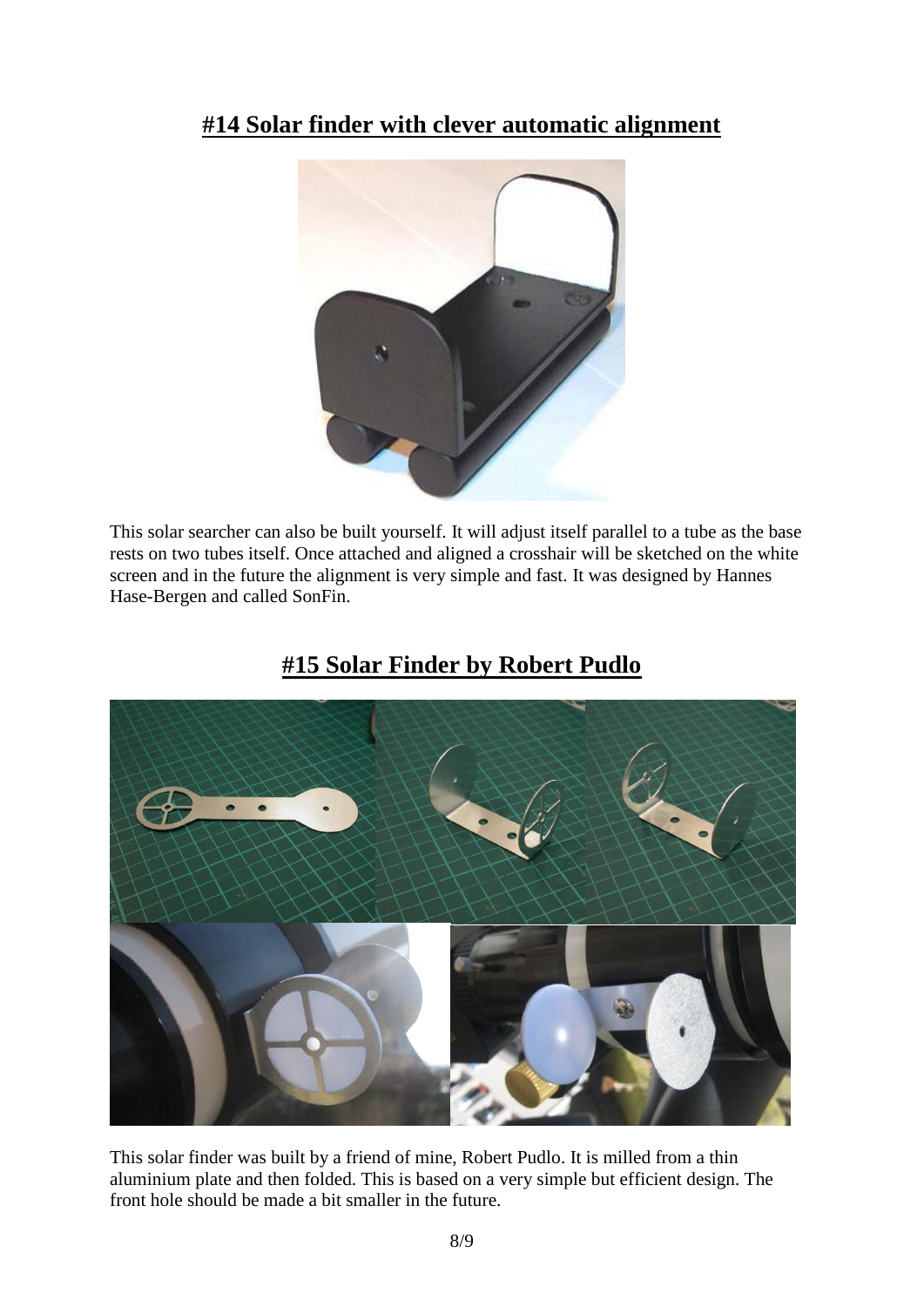## #14 Solar finder with clever automatic alignment

This solar searcher can also be built yourself. It will adjust itself parallel to a tube as the base rests on two tubes itself. Once attached and aligned a crosshair will be sketched on the white screen and in the future the alignment is very simple and fast. It was designed by Hannes Hase-Bergen and called SonFin.

## #15 Solar Finder by Robert Pudlo

This solar finder was built by a friend of mine, Robert Pudlo. It is milled from a thin aluminium plate and then folded. This is based on a very simple but efficient design. The front hole should be made a bit smaller in the future.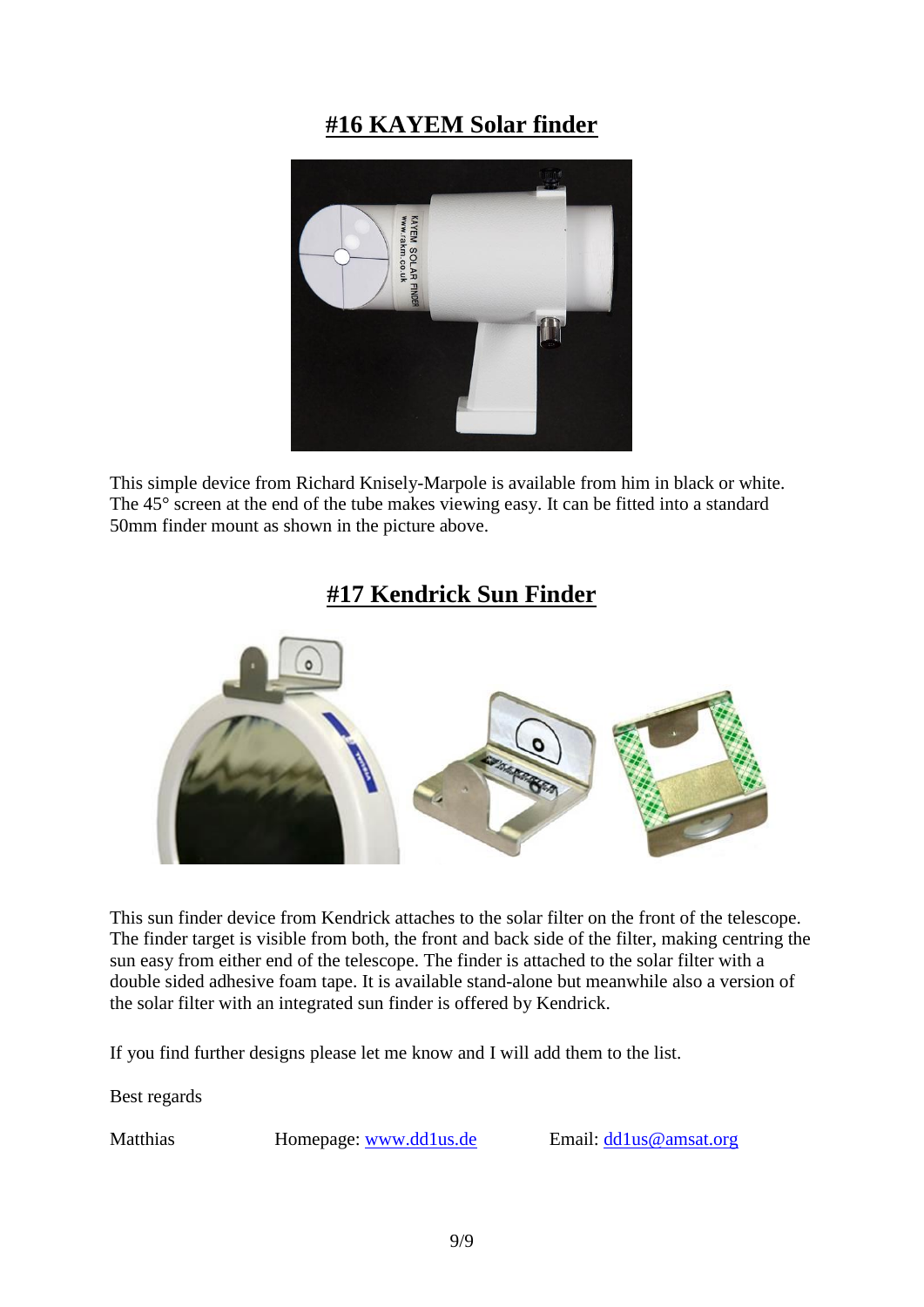## #16 KAYEM Solar finder

This simple device from Richard Knisely-Marpole is available from him in black or white. The 45° screen at the end of the tube makes viewing easy. It can be fitted into a standard 50mm finder mount as shown in the picture above.

## #17 Kendrick Sun Finder

This sun finder device from Kendrick attaches to the solar filter on the front of the telescope. The finder target is visible from both, the front and back side of the filter, making centring the sun easy from either end of the telescope. The finder is attached to the solar filter with a double sided adhesive foam tape. It is available stand-alone but meanwhile also a version of the solar filter with an integrated sun finder is offered by Kendrick.

If you find further designs please let me know and I will add them to the list.

Best regards

Matthias Homepage: www.dd1us.de Email: dd1us@amsat.org